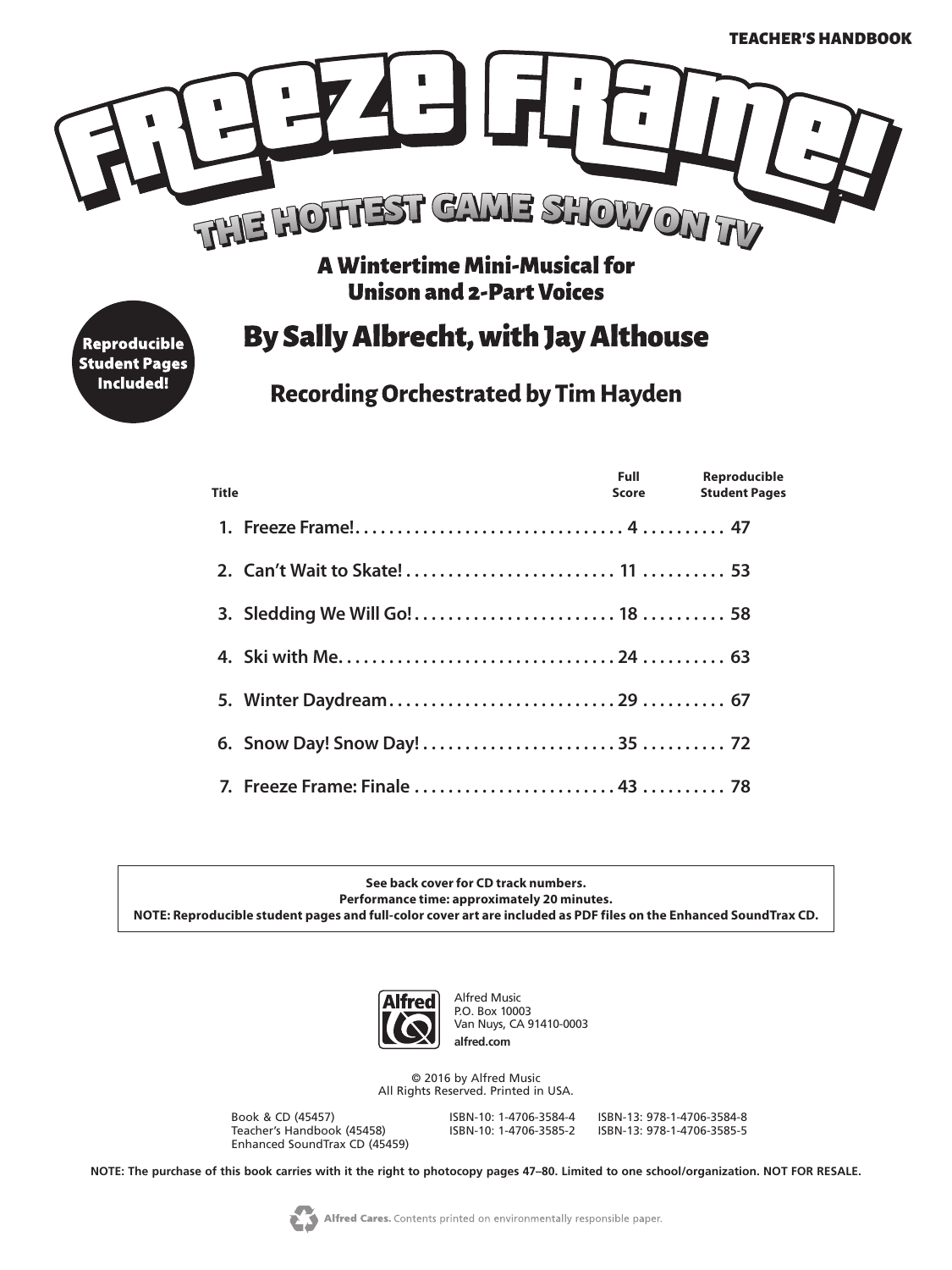TEACHER'S HANDBOOK

# FREEZE FRAME!

## THE HOTTEST GAME SHOW ON TV

### A Wintertime Mini-Musical for Unison and 2-Part Voices

**Reproducible Student Pages Included!**

## By Sally Albrecht, with Jay Althouse

### Recording Orchestrated by Tim Hayden

| Title | Full Score | Reproducible Student Pages |
|---|---|---|
| 1. Freeze Frame! | 4 | 47 |
| 2. Can't Wait to Skate! | 11 | 53 |
| 3. Sledding We Will Go! | 18 | 58 |
| 4. Ski with Me | 24 | 63 |
| 5. Winter Daydream | 29 | 67 |
| 6. Snow Day! Snow Day! | 35 | 72 |
| 7. Freeze Frame: Finale | 43 | 78 |

**See back cover for CD track numbers.**
**Performance time: approximately 20 minutes.**
**NOTE: Reproducible student pages and full-color cover art are included as PDF files on the Enhanced SoundTrax CD.**

Alfred Music
P.O. Box 10003
Van Nuys, CA 91410-0003
**alfred.com**

© 2016 by Alfred Music
All Rights Reserved. Printed in USA.

| | | |
|---|---|---|
| Book & CD (45457) | ISBN-10: 1-4706-3584-4 | ISBN-13: 978-1-4706-3584-8 |
| Teacher's Handbook (45458) | ISBN-10: 1-4706-3585-2 | ISBN-13: 978-1-4706-3585-5 |
| Enhanced SoundTrax CD (45459) | | |

**NOTE: The purchase of this book carries with it the right to photocopy pages 47–80. Limited to one school/organization. NOT FOR RESALE.**

**Alfred Cares.** Contents printed on environmentally responsible paper.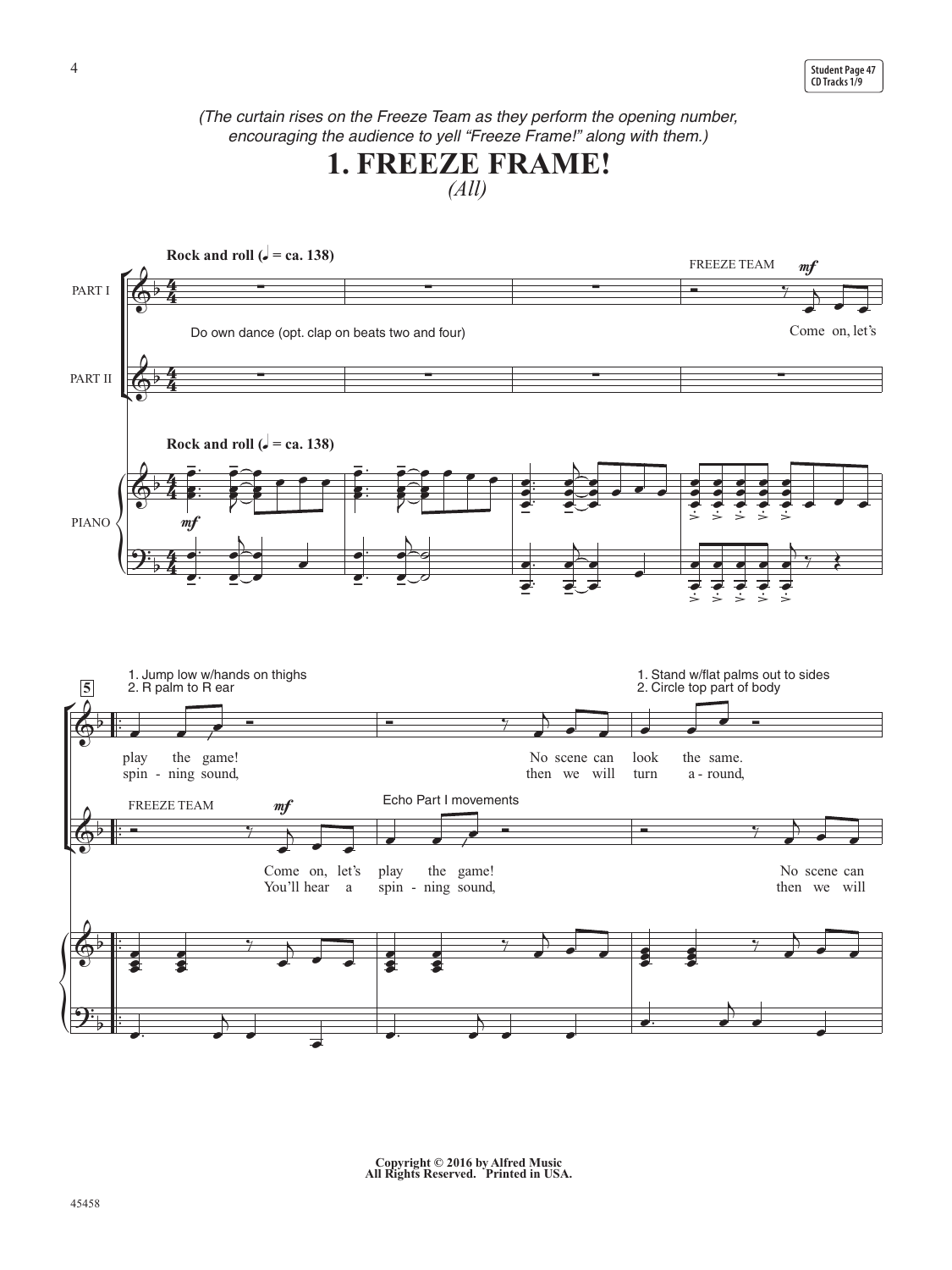*(The curtain rises on the Freeze Team as they perform the opening number, encouraging the audience to yell "Freeze Frame!" along with them.)*

# 1. FREEZE FRAME!

*(All)*

Rock and roll (♩ = ca. 138)

PART I

PART II

PIANO

Do own dance (opt. clap on beats two and four)

FREEZE TEAM *mf*

Come on, let's

1. Jump low w/hands on thighs
2. R palm to R ear

play the game!
spin - ning sound,

No scene can look the same.
then we will turn a - round,

1. Stand w/flat palms out to sides
2. Circle top part of body

FREEZE TEAM *mf*

Come on, let's
You'll hear a

Echo Part I movements

play the game!
spin - ning sound,

No scene can
then we will

Copyright © 2016 by Alfred Music
All Rights Reserved. Printed in USA.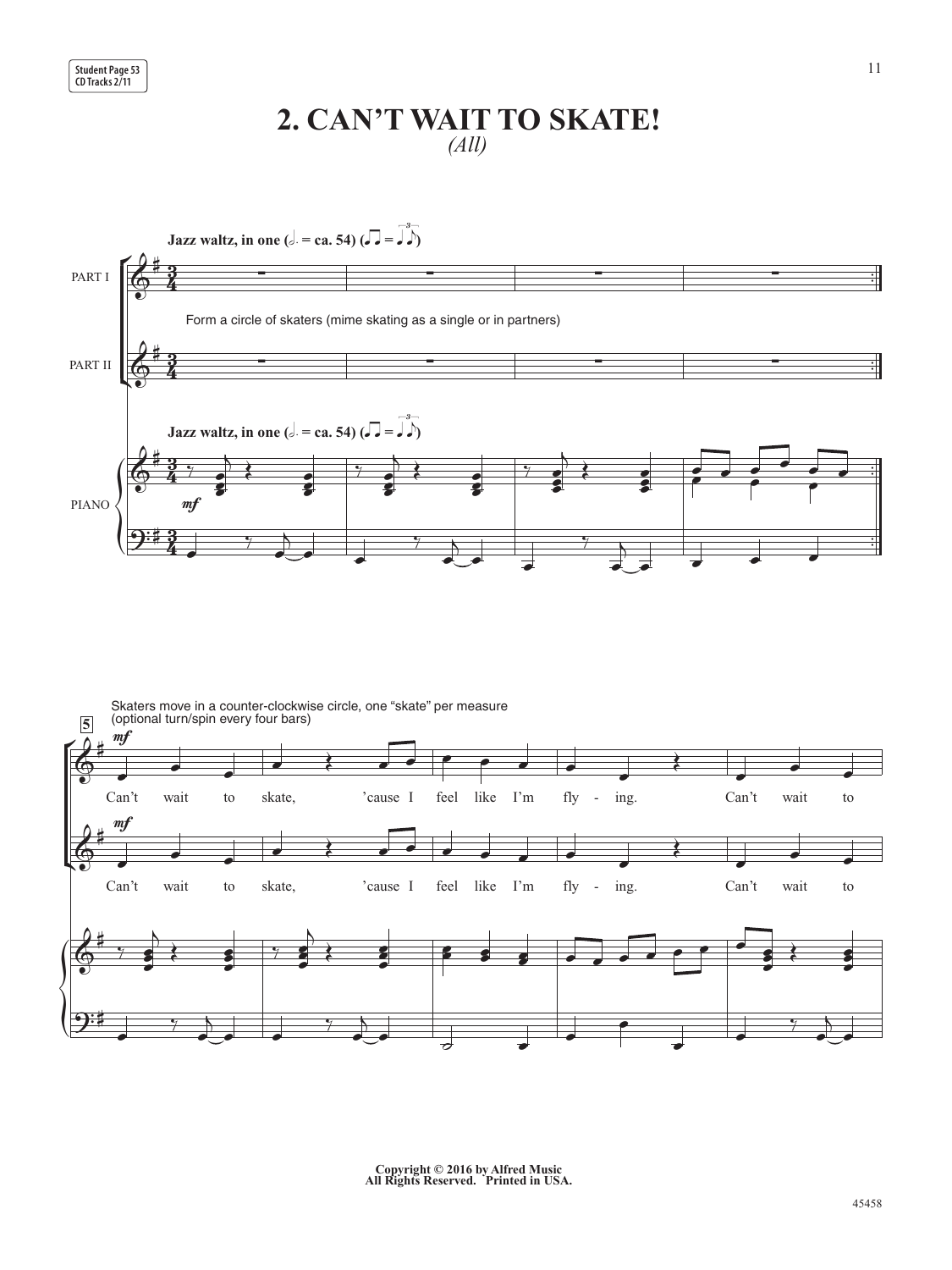Student Page 53
CD Tracks 2/11

# 2. CAN'T WAIT TO SKATE!

*(All)*

**Jazz waltz, in one** (♩. = ca. 54)

Form a circle of skaters (mime skating as a single or in partners)

Skaters move in a counter-clockwise circle, one "skate" per measure (optional turn/spin every four bars)

Can't wait to skate, 'cause I feel like I'm fly - ing. Can't wait to

Copyright © 2016 by Alfred Music
All Rights Reserved. Printed in USA.

45458